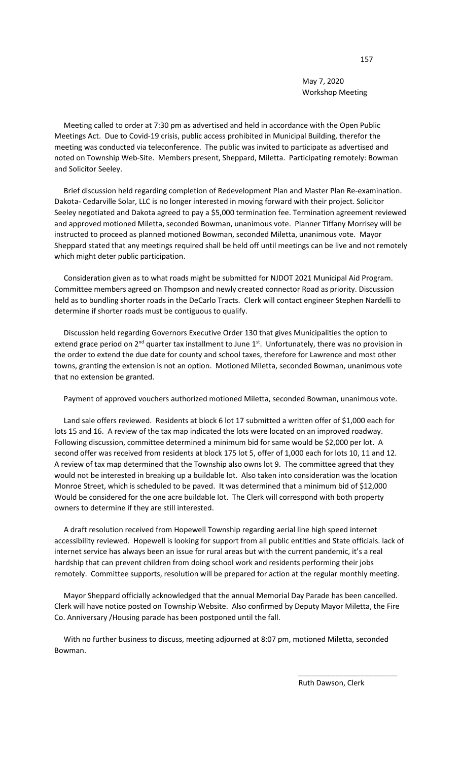May 7, 2020
Workshop Meeting

Meeting called to order at 7:30 pm as advertised and held in accordance with the Open Public Meetings Act. Due to Covid-19 crisis, public access prohibited in Municipal Building, therefor the meeting was conducted via teleconference. The public was invited to participate as advertised and noted on Township Web-Site. Members present, Sheppard, Miletta. Participating remotely: Bowman and Solicitor Seeley.

Brief discussion held regarding completion of Redevelopment Plan and Master Plan Re-examination. Dakota- Cedarville Solar, LLC is no longer interested in moving forward with their project. Solicitor Seeley negotiated and Dakota agreed to pay a $5,000 termination fee. Termination agreement reviewed and approved motioned Miletta, seconded Bowman, unanimous vote. Planner Tiffany Morrisey will be instructed to proceed as planned motioned Bowman, seconded Miletta, unanimous vote. Mayor Sheppard stated that any meetings required shall be held off until meetings can be live and not remotely which might deter public participation.

Consideration given as to what roads might be submitted for NJDOT 2021 Municipal Aid Program. Committee members agreed on Thompson and newly created connector Road as priority. Discussion held as to bundling shorter roads in the DeCarlo Tracts. Clerk will contact engineer Stephen Nardelli to determine if shorter roads must be contiguous to qualify.

Discussion held regarding Governors Executive Order 130 that gives Municipalities the option to extend grace period on 2nd quarter tax installment to June 1st. Unfortunately, there was no provision in the order to extend the due date for county and school taxes, therefore for Lawrence and most other towns, granting the extension is not an option. Motioned Miletta, seconded Bowman, unanimous vote that no extension be granted.

Payment of approved vouchers authorized motioned Miletta, seconded Bowman, unanimous vote.

Land sale offers reviewed. Residents at block 6 lot 17 submitted a written offer of $1,000 each for lots 15 and 16. A review of the tax map indicated the lots were located on an improved roadway. Following discussion, committee determined a minimum bid for same would be $2,000 per lot. A second offer was received from residents at block 175 lot 5, offer of 1,000 each for lots 10, 11 and 12. A review of tax map determined that the Township also owns lot 9. The committee agreed that they would not be interested in breaking up a buildable lot. Also taken into consideration was the location Monroe Street, which is scheduled to be paved. It was determined that a minimum bid of $12,000 Would be considered for the one acre buildable lot. The Clerk will correspond with both property owners to determine if they are still interested.

A draft resolution received from Hopewell Township regarding aerial line high speed internet accessibility reviewed. Hopewell is looking for support from all public entities and State officials. lack of internet service has always been an issue for rural areas but with the current pandemic, it's a real hardship that can prevent children from doing school work and residents performing their jobs remotely. Committee supports, resolution will be prepared for action at the regular monthly meeting.

Mayor Sheppard officially acknowledged that the annual Memorial Day Parade has been cancelled. Clerk will have notice posted on Township Website. Also confirmed by Deputy Mayor Miletta, the Fire Co. Anniversary /Housing parade has been postponed until the fall.

With no further business to discuss, meeting adjourned at 8:07 pm, motioned Miletta, seconded Bowman.

\_\_\_\_\_\_\_\_\_\_\_\_\_\_\_\_\_\_\_\_\_\_\_\_

Ruth Dawson, Clerk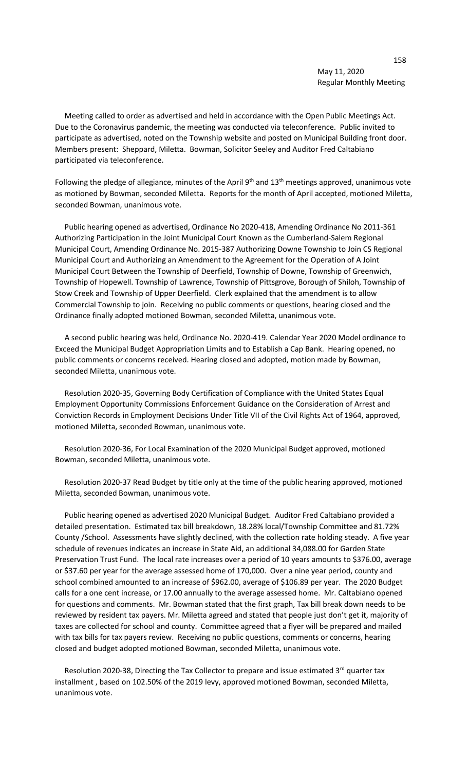May 11, 2020
Regular Monthly Meeting

Meeting called to order as advertised and held in accordance with the Open Public Meetings Act. Due to the Coronavirus pandemic, the meeting was conducted via teleconference. Public invited to participate as advertised, noted on the Township website and posted on Municipal Building front door. Members present: Sheppard, Miletta. Bowman, Solicitor Seeley and Auditor Fred Caltabiano participated via teleconference.

Following the pledge of allegiance, minutes of the April 9th and 13th meetings approved, unanimous vote as motioned by Bowman, seconded Miletta. Reports for the month of April accepted, motioned Miletta, seconded Bowman, unanimous vote.

Public hearing opened as advertised, Ordinance No 2020-418, Amending Ordinance No 2011-361 Authorizing Participation in the Joint Municipal Court Known as the Cumberland-Salem Regional Municipal Court, Amending Ordinance No. 2015-387 Authorizing Downe Township to Join CS Regional Municipal Court and Authorizing an Amendment to the Agreement for the Operation of A Joint Municipal Court Between the Township of Deerfield, Township of Downe, Township of Greenwich, Township of Hopewell. Township of Lawrence, Township of Pittsgrove, Borough of Shiloh, Township of Stow Creek and Township of Upper Deerfield. Clerk explained that the amendment is to allow Commercial Township to join. Receiving no public comments or questions, hearing closed and the Ordinance finally adopted motioned Bowman, seconded Miletta, unanimous vote.

A second public hearing was held, Ordinance No. 2020-419. Calendar Year 2020 Model ordinance to Exceed the Municipal Budget Appropriation Limits and to Establish a Cap Bank. Hearing opened, no public comments or concerns received. Hearing closed and adopted, motion made by Bowman, seconded Miletta, unanimous vote.

Resolution 2020-35, Governing Body Certification of Compliance with the United States Equal Employment Opportunity Commissions Enforcement Guidance on the Consideration of Arrest and Conviction Records in Employment Decisions Under Title VII of the Civil Rights Act of 1964, approved, motioned Miletta, seconded Bowman, unanimous vote.

Resolution 2020-36, For Local Examination of the 2020 Municipal Budget approved, motioned Bowman, seconded Miletta, unanimous vote.

Resolution 2020-37 Read Budget by title only at the time of the public hearing approved, motioned Miletta, seconded Bowman, unanimous vote.

Public hearing opened as advertised 2020 Municipal Budget. Auditor Fred Caltabiano provided a detailed presentation. Estimated tax bill breakdown, 18.28% local/Township Committee and 81.72% County /School. Assessments have slightly declined, with the collection rate holding steady. A five year schedule of revenues indicates an increase in State Aid, an additional 34,088.00 for Garden State Preservation Trust Fund. The local rate increases over a period of 10 years amounts to $376.00, average or $37.60 per year for the average assessed home of 170,000. Over a nine year period, county and school combined amounted to an increase of $962.00, average of $106.89 per year. The 2020 Budget calls for a one cent increase, or 17.00 annually to the average assessed home. Mr. Caltabiano opened for questions and comments. Mr. Bowman stated that the first graph, Tax bill break down needs to be reviewed by resident tax payers. Mr. Miletta agreed and stated that people just don't get it, majority of taxes are collected for school and county. Committee agreed that a flyer will be prepared and mailed with tax bills for tax payers review. Receiving no public questions, comments or concerns, hearing closed and budget adopted motioned Bowman, seconded Miletta, unanimous vote.

Resolution 2020-38, Directing the Tax Collector to prepare and issue estimated 3rd quarter tax installment , based on 102.50% of the 2019 levy, approved motioned Bowman, seconded Miletta, unanimous vote.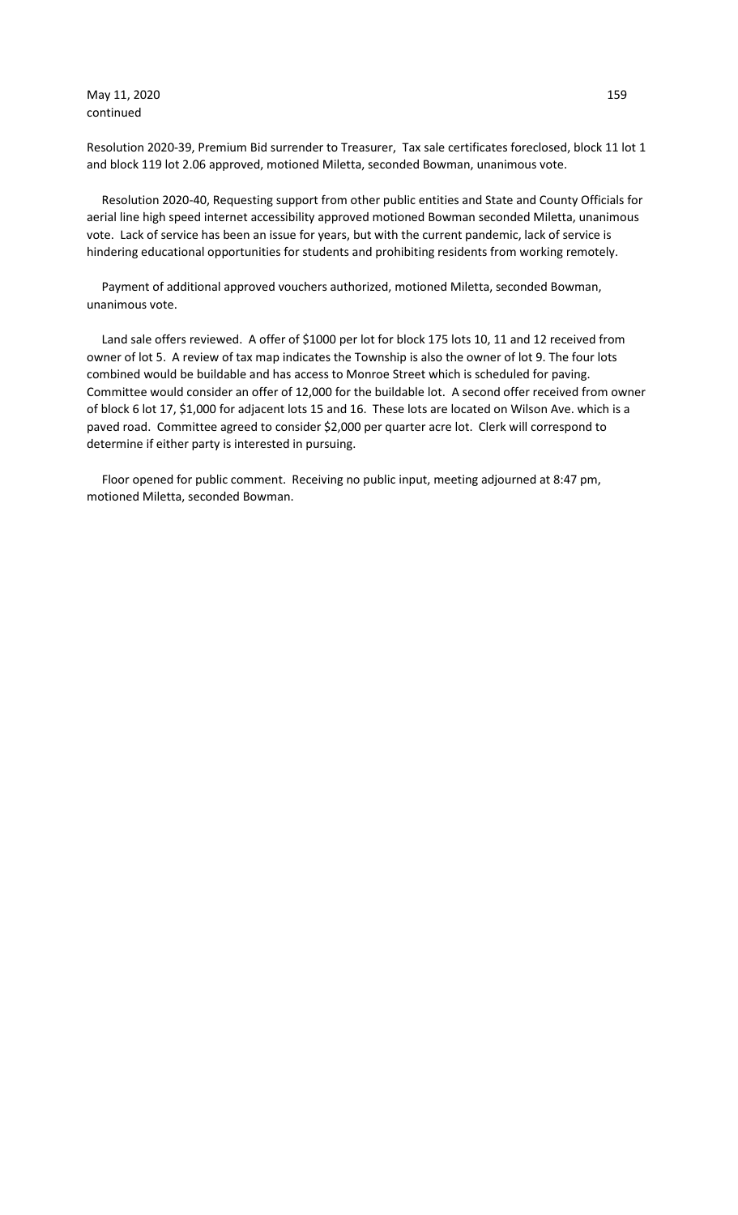May 11, 2020
continued

Resolution 2020-39, Premium Bid surrender to Treasurer, Tax sale certificates foreclosed, block 11 lot 1 and block 119 lot 2.06 approved, motioned Miletta, seconded Bowman, unanimous vote.

Resolution 2020-40, Requesting support from other public entities and State and County Officials for aerial line high speed internet accessibility approved motioned Bowman seconded Miletta, unanimous vote. Lack of service has been an issue for years, but with the current pandemic, lack of service is hindering educational opportunities for students and prohibiting residents from working remotely.

Payment of additional approved vouchers authorized, motioned Miletta, seconded Bowman, unanimous vote.

Land sale offers reviewed. A offer of $1000 per lot for block 175 lots 10, 11 and 12 received from owner of lot 5. A review of tax map indicates the Township is also the owner of lot 9. The four lots combined would be buildable and has access to Monroe Street which is scheduled for paving. Committee would consider an offer of 12,000 for the buildable lot. A second offer received from owner of block 6 lot 17, $1,000 for adjacent lots 15 and 16. These lots are located on Wilson Ave. which is a paved road. Committee agreed to consider $2,000 per quarter acre lot. Clerk will correspond to determine if either party is interested in pursuing.

Floor opened for public comment. Receiving no public input, meeting adjourned at 8:47 pm, motioned Miletta, seconded Bowman.